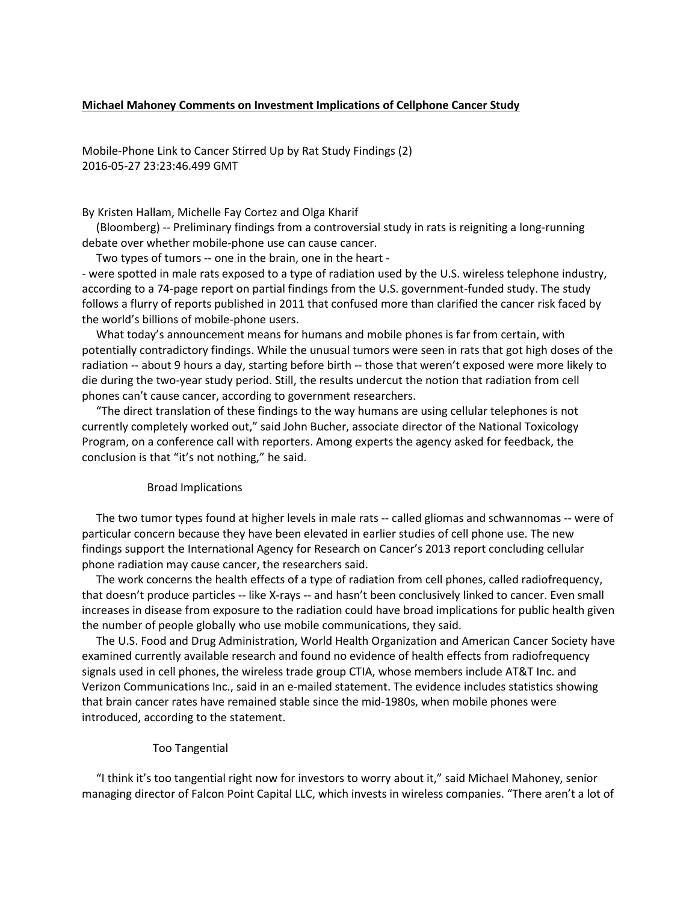**Michael Mahoney Comments on Investment Implications of Cellphone Cancer Study**

Mobile-Phone Link to Cancer Stirred Up by Rat Study Findings (2)
2016-05-27 23:23:46.499 GMT

By Kristen Hallam, Michelle Fay Cortez and Olga Kharif

(Bloomberg) -- Preliminary findings from a controversial study in rats is reigniting a long-running debate over whether mobile-phone use can cause cancer.

Two types of tumors -- one in the brain, one in the heart -
- were spotted in male rats exposed to a type of radiation used by the U.S. wireless telephone industry, according to a 74-page report on partial findings from the U.S. government-funded study. The study follows a flurry of reports published in 2011 that confused more than clarified the cancer risk faced by the world's billions of mobile-phone users.

What today's announcement means for humans and mobile phones is far from certain, with potentially contradictory findings. While the unusual tumors were seen in rats that got high doses of the radiation -- about 9 hours a day, starting before birth -- those that weren't exposed were more likely to die during the two-year study period. Still, the results undercut the notion that radiation from cell phones can't cause cancer, according to government researchers.

"The direct translation of these findings to the way humans are using cellular telephones is not currently completely worked out," said John Bucher, associate director of the National Toxicology Program, on a conference call with reporters. Among experts the agency asked for feedback, the conclusion is that "it's not nothing," he said.

## Broad Implications

The two tumor types found at higher levels in male rats -- called gliomas and schwannomas -- were of particular concern because they have been elevated in earlier studies of cell phone use. The new findings support the International Agency for Research on Cancer's 2013 report concluding cellular phone radiation may cause cancer, the researchers said.

The work concerns the health effects of a type of radiation from cell phones, called radiofrequency, that doesn't produce particles -- like X-rays -- and hasn't been conclusively linked to cancer. Even small increases in disease from exposure to the radiation could have broad implications for public health given the number of people globally who use mobile communications, they said.

The U.S. Food and Drug Administration, World Health Organization and American Cancer Society have examined currently available research and found no evidence of health effects from radiofrequency signals used in cell phones, the wireless trade group CTIA, whose members include AT&T Inc. and Verizon Communications Inc., said in an e-mailed statement. The evidence includes statistics showing that brain cancer rates have remained stable since the mid-1980s, when mobile phones were introduced, according to the statement.

## Too Tangential

"I think it's too tangential right now for investors to worry about it," said Michael Mahoney, senior managing director of Falcon Point Capital LLC, which invests in wireless companies. "There aren't a lot of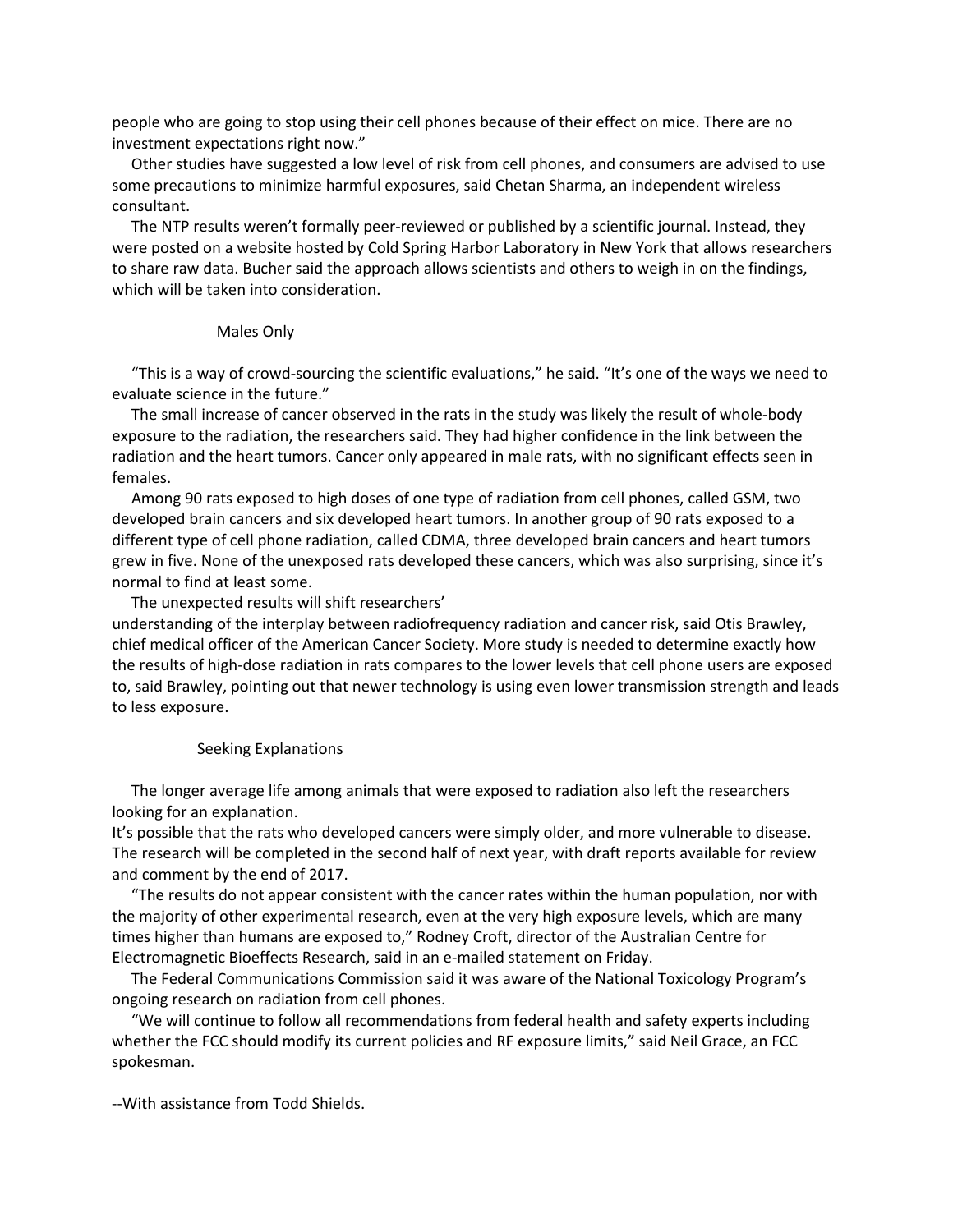people who are going to stop using their cell phones because of their effect on mice. There are no investment expectations right now."

Other studies have suggested a low level of risk from cell phones, and consumers are advised to use some precautions to minimize harmful exposures, said Chetan Sharma, an independent wireless consultant.

The NTP results weren't formally peer-reviewed or published by a scientific journal. Instead, they were posted on a website hosted by Cold Spring Harbor Laboratory in New York that allows researchers to share raw data. Bucher said the approach allows scientists and others to weigh in on the findings, which will be taken into consideration.

## Males Only

"This is a way of crowd-sourcing the scientific evaluations," he said. "It's one of the ways we need to evaluate science in the future."

The small increase of cancer observed in the rats in the study was likely the result of whole-body exposure to the radiation, the researchers said. They had higher confidence in the link between the radiation and the heart tumors. Cancer only appeared in male rats, with no significant effects seen in females.

Among 90 rats exposed to high doses of one type of radiation from cell phones, called GSM, two developed brain cancers and six developed heart tumors. In another group of 90 rats exposed to a different type of cell phone radiation, called CDMA, three developed brain cancers and heart tumors grew in five. None of the unexposed rats developed these cancers, which was also surprising, since it's normal to find at least some.

The unexpected results will shift researchers' understanding of the interplay between radiofrequency radiation and cancer risk, said Otis Brawley, chief medical officer of the American Cancer Society. More study is needed to determine exactly how the results of high-dose radiation in rats compares to the lower levels that cell phone users are exposed to, said Brawley, pointing out that newer technology is using even lower transmission strength and leads to less exposure.

## Seeking Explanations

The longer average life among animals that were exposed to radiation also left the researchers looking for an explanation.

It's possible that the rats who developed cancers were simply older, and more vulnerable to disease. The research will be completed in the second half of next year, with draft reports available for review and comment by the end of 2017.

"The results do not appear consistent with the cancer rates within the human population, nor with the majority of other experimental research, even at the very high exposure levels, which are many times higher than humans are exposed to," Rodney Croft, director of the Australian Centre for Electromagnetic Bioeffects Research, said in an e-mailed statement on Friday.

The Federal Communications Commission said it was aware of the National Toxicology Program's ongoing research on radiation from cell phones.

"We will continue to follow all recommendations from federal health and safety experts including whether the FCC should modify its current policies and RF exposure limits," said Neil Grace, an FCC spokesman.

--With assistance from Todd Shields.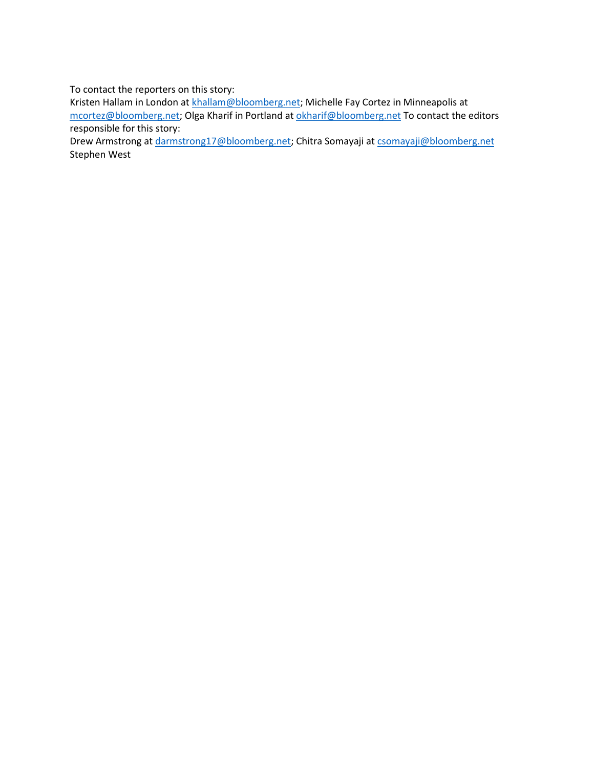To contact the reporters on this story:
Kristen Hallam in London at khallam@bloomberg.net; Michelle Fay Cortez in Minneapolis at mcortez@bloomberg.net; Olga Kharif in Portland at okharif@bloomberg.net To contact the editors responsible for this story:
Drew Armstrong at darmstrong17@bloomberg.net; Chitra Somayaji at csomayaji@bloomberg.net
Stephen West